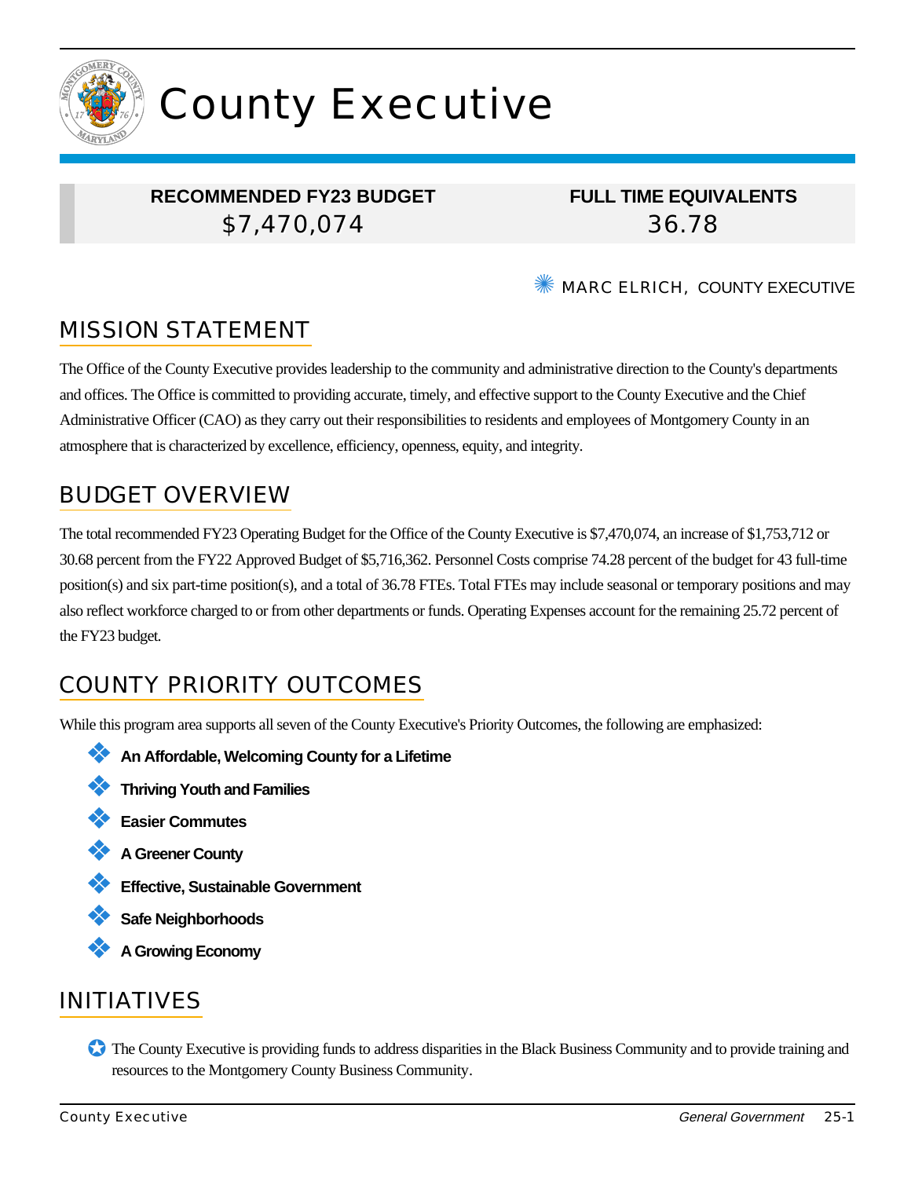# County Executive

| RECOMMENDED FY23 BUDGET | FULL TIME EQUIVALENTS |
| --- | --- |
| $7,470,074 | 36.78 |

MARC ELRICH, COUNTY EXECUTIVE

## MISSION STATEMENT

The Office of the County Executive provides leadership to the community and administrative direction to the County's departments and offices. The Office is committed to providing accurate, timely, and effective support to the County Executive and the Chief Administrative Officer (CAO) as they carry out their responsibilities to residents and employees of Montgomery County in an atmosphere that is characterized by excellence, efficiency, openness, equity, and integrity.

## BUDGET OVERVIEW

The total recommended FY23 Operating Budget for the Office of the County Executive is $7,470,074, an increase of $1,753,712 or 30.68 percent from the FY22 Approved Budget of $5,716,362. Personnel Costs comprise 74.28 percent of the budget for 43 full-time position(s) and six part-time position(s), and a total of 36.78 FTEs. Total FTEs may include seasonal or temporary positions and may also reflect workforce charged to or from other departments or funds. Operating Expenses account for the remaining 25.72 percent of the FY23 budget.

## COUNTY PRIORITY OUTCOMES

While this program area supports all seven of the County Executive's Priority Outcomes, the following are emphasized:

- **An Affordable, Welcoming County for a Lifetime**
- **Thriving Youth and Families**
- **Easier Commutes**
- **A Greener County**
- **Effective, Sustainable Government**
- **Safe Neighborhoods**
- **A Growing Economy**

## INITIATIVES

- The County Executive is providing funds to address disparities in the Black Business Community and to provide training and resources to the Montgomery County Business Community.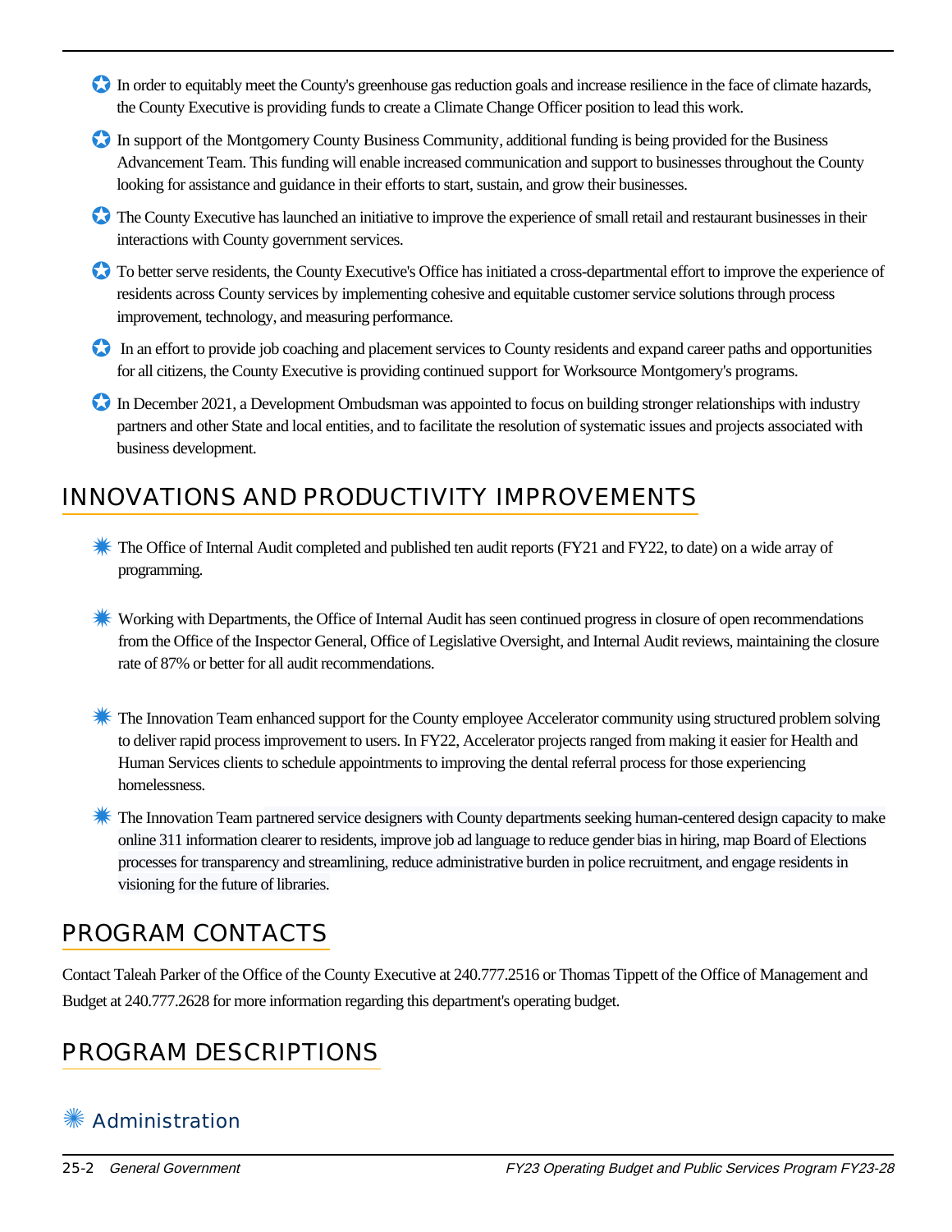- In order to equitably meet the County's greenhouse gas reduction goals and increase resilience in the face of climate hazards, the County Executive is providing funds to create a Climate Change Officer position to lead this work.
- In support of the Montgomery County Business Community, additional funding is being provided for the Business Advancement Team. This funding will enable increased communication and support to businesses throughout the County looking for assistance and guidance in their efforts to start, sustain, and grow their businesses.
- The County Executive has launched an initiative to improve the experience of small retail and restaurant businesses in their interactions with County government services.
- To better serve residents, the County Executive's Office has initiated a cross-departmental effort to improve the experience of residents across County services by implementing cohesive and equitable customer service solutions through process improvement, technology, and measuring performance.
- In an effort to provide job coaching and placement services to County residents and expand career paths and opportunities for all citizens, the County Executive is providing continued support for Worksource Montgomery's programs.
- In December 2021, a Development Ombudsman was appointed to focus on building stronger relationships with industry partners and other State and local entities, and to facilitate the resolution of systematic issues and projects associated with business development.

## INNOVATIONS AND PRODUCTIVITY IMPROVEMENTS

- The Office of Internal Audit completed and published ten audit reports (FY21 and FY22, to date) on a wide array of programming.
- Working with Departments, the Office of Internal Audit has seen continued progress in closure of open recommendations from the Office of the Inspector General, Office of Legislative Oversight, and Internal Audit reviews, maintaining the closure rate of 87% or better for all audit recommendations.
- The Innovation Team enhanced support for the County employee Accelerator community using structured problem solving to deliver rapid process improvement to users. In FY22, Accelerator projects ranged from making it easier for Health and Human Services clients to schedule appointments to improving the dental referral process for those experiencing homelessness.
- The Innovation Team partnered service designers with County departments seeking human-centered design capacity to make online 311 information clearer to residents, improve job ad language to reduce gender bias in hiring, map Board of Elections processes for transparency and streamlining, reduce administrative burden in police recruitment, and engage residents in visioning for the future of libraries.

## PROGRAM CONTACTS

Contact Taleah Parker of the Office of the County Executive at 240.777.2516 or Thomas Tippett of the Office of Management and Budget at 240.777.2628 for more information regarding this department's operating budget.

## PROGRAM DESCRIPTIONS

### Administration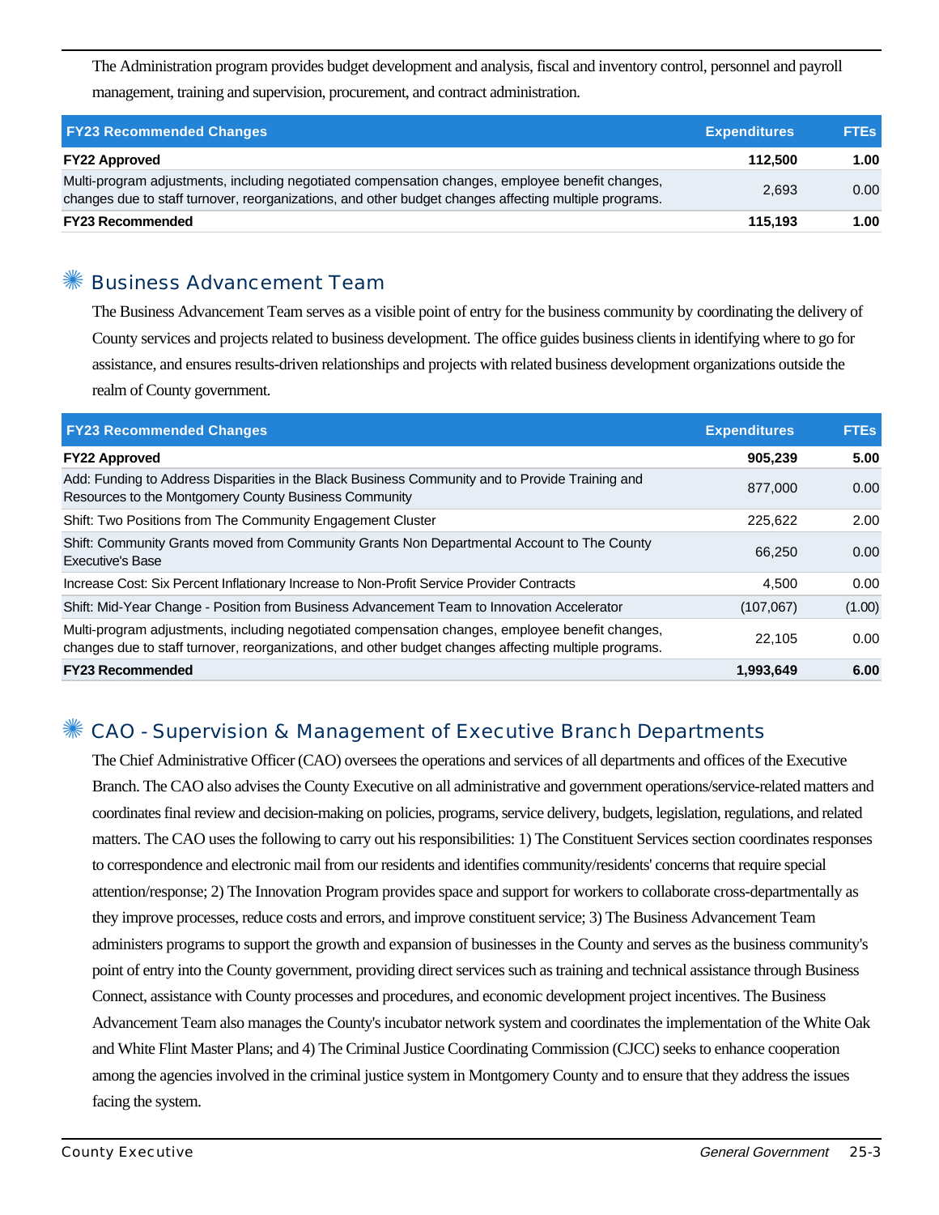The Administration program provides budget development and analysis, fiscal and inventory control, personnel and payroll management, training and supervision, procurement, and contract administration.

| FY23 Recommended Changes | Expenditures | FTEs |
|---|---|---|
| **FY22 Approved** | **112,500** | **1.00** |
| Multi-program adjustments, including negotiated compensation changes, employee benefit changes, changes due to staff turnover, reorganizations, and other budget changes affecting multiple programs. | 2,693 | 0.00 |
| **FY23 Recommended** | **115,193** | **1.00** |

## Business Advancement Team

The Business Advancement Team serves as a visible point of entry for the business community by coordinating the delivery of County services and projects related to business development. The office guides business clients in identifying where to go for assistance, and ensures results-driven relationships and projects with related business development organizations outside the realm of County government.

| FY23 Recommended Changes | Expenditures | FTEs |
|---|---|---|
| **FY22 Approved** | **905,239** | **5.00** |
| Add: Funding to Address Disparities in the Black Business Community and to Provide Training and Resources to the Montgomery County Business Community | 877,000 | 0.00 |
| Shift: Two Positions from The Community Engagement Cluster | 225,622 | 2.00 |
| Shift: Community Grants moved from Community Grants Non Departmental Account to The County Executive's Base | 66,250 | 0.00 |
| Increase Cost: Six Percent Inflationary Increase to Non-Profit Service Provider Contracts | 4,500 | 0.00 |
| Shift: Mid-Year Change - Position from Business Advancement Team to Innovation Accelerator | (107,067) | (1.00) |
| Multi-program adjustments, including negotiated compensation changes, employee benefit changes, changes due to staff turnover, reorganizations, and other budget changes affecting multiple programs. | 22,105 | 0.00 |
| **FY23 Recommended** | **1,993,649** | **6.00** |

## CAO - Supervision & Management of Executive Branch Departments

The Chief Administrative Officer (CAO) oversees the operations and services of all departments and offices of the Executive Branch. The CAO also advises the County Executive on all administrative and government operations/service-related matters and coordinates final review and decision-making on policies, programs, service delivery, budgets, legislation, regulations, and related matters. The CAO uses the following to carry out his responsibilities: 1) The Constituent Services section coordinates responses to correspondence and electronic mail from our residents and identifies community/residents' concerns that require special attention/response; 2) The Innovation Program provides space and support for workers to collaborate cross-departmentally as they improve processes, reduce costs and errors, and improve constituent service; 3) The Business Advancement Team administers programs to support the growth and expansion of businesses in the County and serves as the business community's point of entry into the County government, providing direct services such as training and technical assistance through Business Connect, assistance with County processes and procedures, and economic development project incentives. The Business Advancement Team also manages the County's incubator network system and coordinates the implementation of the White Oak and White Flint Master Plans; and 4) The Criminal Justice Coordinating Commission (CJCC) seeks to enhance cooperation among the agencies involved in the criminal justice system in Montgomery County and to ensure that they address the issues facing the system.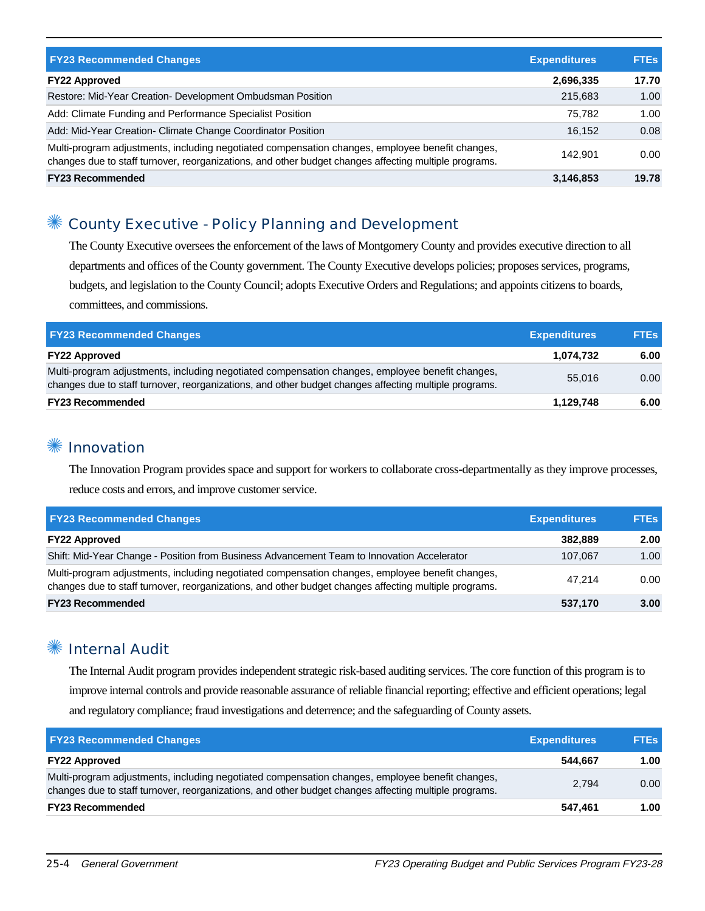| FY23 Recommended Changes | Expenditures | FTEs |
|---|---|---|
| **FY22 Approved** | **2,696,335** | **17.70** |
| Restore: Mid-Year Creation- Development Ombudsman Position | 215,683 | 1.00 |
| Add: Climate Funding and Performance Specialist Position | 75,782 | 1.00 |
| Add: Mid-Year Creation- Climate Change Coordinator Position | 16,152 | 0.08 |
| Multi-program adjustments, including negotiated compensation changes, employee benefit changes, changes due to staff turnover, reorganizations, and other budget changes affecting multiple programs. | 142,901 | 0.00 |
| **FY23 Recommended** | **3,146,853** | **19.78** |

## County Executive - Policy Planning and Development

The County Executive oversees the enforcement of the laws of Montgomery County and provides executive direction to all departments and offices of the County government. The County Executive develops policies; proposes services, programs, budgets, and legislation to the County Council; adopts Executive Orders and Regulations; and appoints citizens to boards, committees, and commissions.

| FY23 Recommended Changes | Expenditures | FTEs |
|---|---|---|
| **FY22 Approved** | **1,074,732** | **6.00** |
| Multi-program adjustments, including negotiated compensation changes, employee benefit changes, changes due to staff turnover, reorganizations, and other budget changes affecting multiple programs. | 55,016 | 0.00 |
| **FY23 Recommended** | **1,129,748** | **6.00** |

## Innovation

The Innovation Program provides space and support for workers to collaborate cross-departmentally as they improve processes, reduce costs and errors, and improve customer service.

| FY23 Recommended Changes | Expenditures | FTEs |
|---|---|---|
| **FY22 Approved** | **382,889** | **2.00** |
| Shift: Mid-Year Change - Position from Business Advancement Team to Innovation Accelerator | 107,067 | 1.00 |
| Multi-program adjustments, including negotiated compensation changes, employee benefit changes, changes due to staff turnover, reorganizations, and other budget changes affecting multiple programs. | 47,214 | 0.00 |
| **FY23 Recommended** | **537,170** | **3.00** |

## Internal Audit

The Internal Audit program provides independent strategic risk-based auditing services. The core function of this program is to improve internal controls and provide reasonable assurance of reliable financial reporting; effective and efficient operations; legal and regulatory compliance; fraud investigations and deterrence; and the safeguarding of County assets.

| FY23 Recommended Changes | Expenditures | FTEs |
|---|---|---|
| **FY22 Approved** | **544,667** | **1.00** |
| Multi-program adjustments, including negotiated compensation changes, employee benefit changes, changes due to staff turnover, reorganizations, and other budget changes affecting multiple programs. | 2,794 | 0.00 |
| **FY23 Recommended** | **547,461** | **1.00** |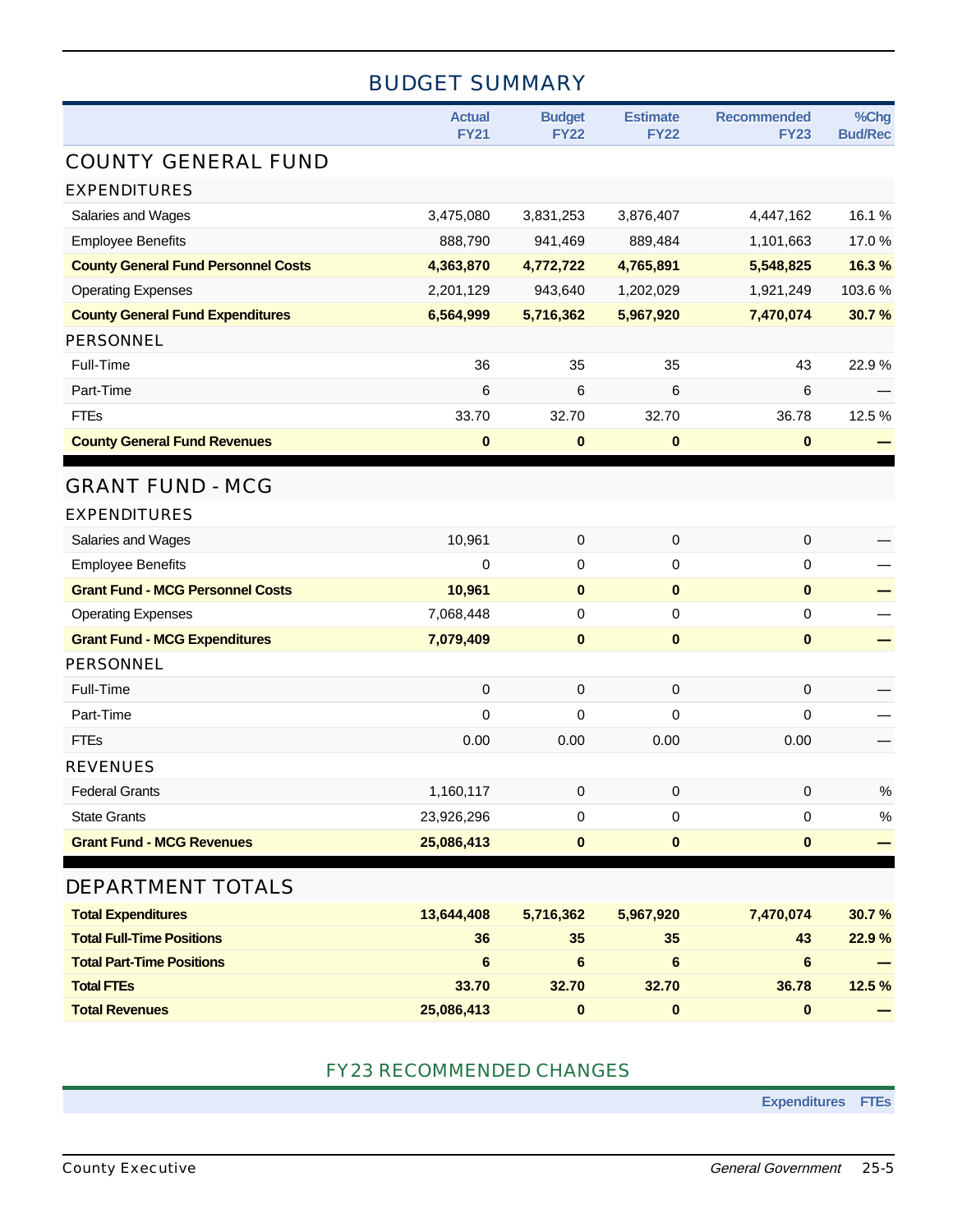# BUDGET SUMMARY

| | Actual FY21 | Budget FY22 | Estimate FY22 | Recommended FY23 | %Chg Bud/Rec |
|---|---|---|---|---|---|
| **COUNTY GENERAL FUND** | | | | | |
| **EXPENDITURES** | | | | | |
| Salaries and Wages | 3,475,080 | 3,831,253 | 3,876,407 | 4,447,162 | 16.1 % |
| Employee Benefits | 888,790 | 941,469 | 889,484 | 1,101,663 | 17.0 % |
| **County General Fund Personnel Costs** | **4,363,870** | **4,772,722** | **4,765,891** | **5,548,825** | **16.3 %** |
| Operating Expenses | 2,201,129 | 943,640 | 1,202,029 | 1,921,249 | 103.6 % |
| **County General Fund Expenditures** | **6,564,999** | **5,716,362** | **5,967,920** | **7,470,074** | **30.7 %** |
| **PERSONNEL** | | | | | |
| Full-Time | 36 | 35 | 35 | 43 | 22.9 % |
| Part-Time | 6 | 6 | 6 | 6 | — |
| FTEs | 33.70 | 32.70 | 32.70 | 36.78 | 12.5 % |
| **County General Fund Revenues** | **0** | **0** | **0** | **0** | **—** |
| **GRANT FUND - MCG** | | | | | |
| **EXPENDITURES** | | | | | |
| Salaries and Wages | 10,961 | 0 | 0 | 0 | — |
| Employee Benefits | 0 | 0 | 0 | 0 | — |
| **Grant Fund - MCG Personnel Costs** | **10,961** | **0** | **0** | **0** | **—** |
| Operating Expenses | 7,068,448 | 0 | 0 | 0 | — |
| **Grant Fund - MCG Expenditures** | **7,079,409** | **0** | **0** | **0** | **—** |
| **PERSONNEL** | | | | | |
| Full-Time | 0 | 0 | 0 | 0 | — |
| Part-Time | 0 | 0 | 0 | 0 | — |
| FTEs | 0.00 | 0.00 | 0.00 | 0.00 | — |
| **REVENUES** | | | | | |
| Federal Grants | 1,160,117 | 0 | 0 | 0 | % |
| State Grants | 23,926,296 | 0 | 0 | 0 | % |
| **Grant Fund - MCG Revenues** | **25,086,413** | **0** | **0** | **0** | **—** |
| **DEPARTMENT TOTALS** | | | | | |
| **Total Expenditures** | **13,644,408** | **5,716,362** | **5,967,920** | **7,470,074** | **30.7 %** |
| **Total Full-Time Positions** | **36** | **35** | **35** | **43** | **22.9 %** |
| **Total Part-Time Positions** | **6** | **6** | **6** | **6** | **—** |
| **Total FTEs** | **33.70** | **32.70** | **32.70** | **36.78** | **12.5 %** |
| **Total Revenues** | **25,086,413** | **0** | **0** | **0** | **—** |

# FY23 RECOMMENDED CHANGES

| | Expenditures | FTEs |
|---|---|---|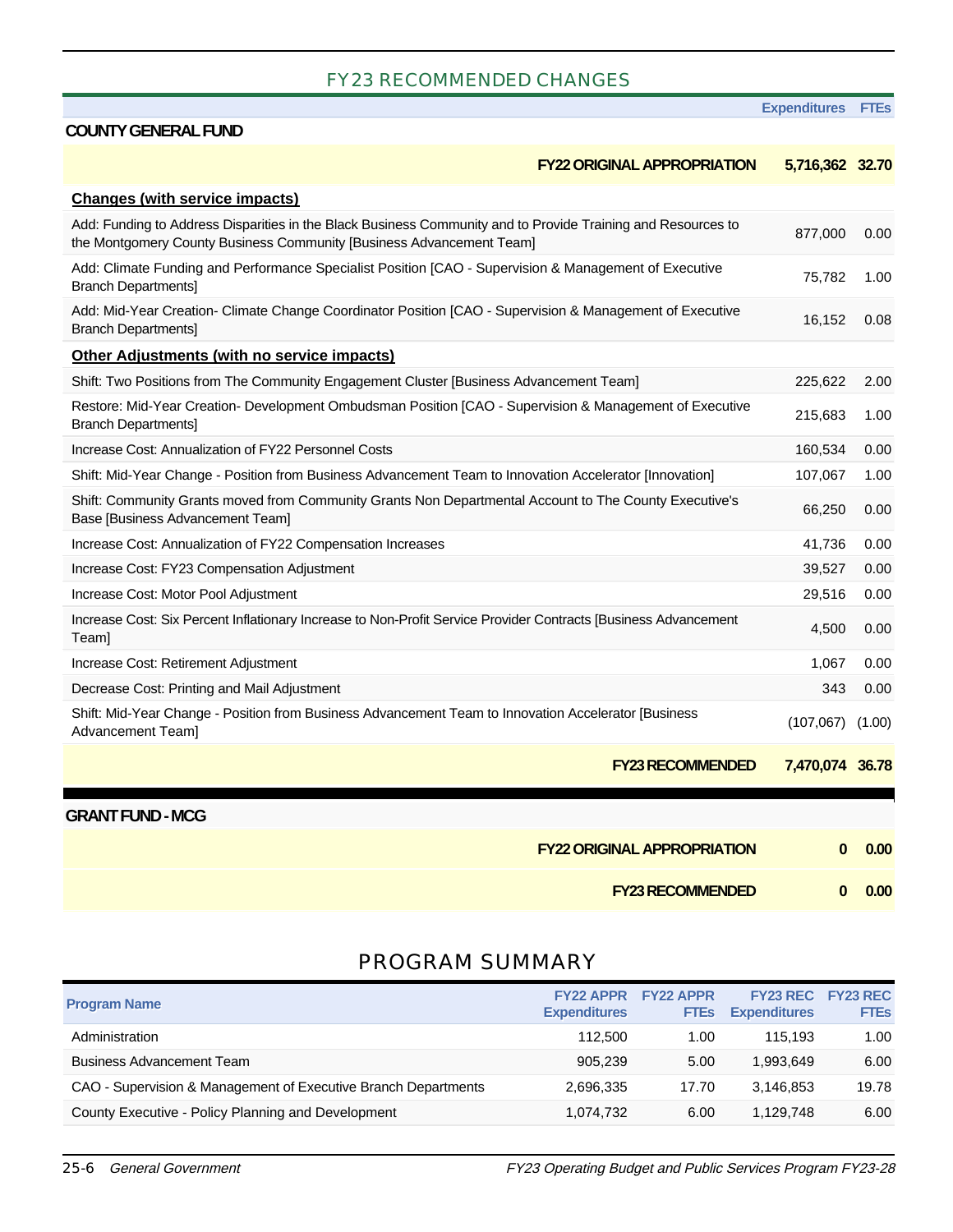## FY23 RECOMMENDED CHANGES

| | Expenditures | FTEs |
|---|---|---|
| **COUNTY GENERAL FUND** | | |
| **FY22 ORIGINAL APPROPRIATION** | **5,716,362** | **32.70** |
| **Changes (with service impacts)** | | |
| Add: Funding to Address Disparities in the Black Business Community and to Provide Training and Resources to the Montgomery County Business Community [Business Advancement Team] | 877,000 | 0.00 |
| Add: Climate Funding and Performance Specialist Position [CAO - Supervision & Management of Executive Branch Departments] | 75,782 | 1.00 |
| Add: Mid-Year Creation- Climate Change Coordinator Position [CAO - Supervision & Management of Executive Branch Departments] | 16,152 | 0.08 |
| **Other Adjustments (with no service impacts)** | | |
| Shift: Two Positions from The Community Engagement Cluster [Business Advancement Team] | 225,622 | 2.00 |
| Restore: Mid-Year Creation- Development Ombudsman Position [CAO - Supervision & Management of Executive Branch Departments] | 215,683 | 1.00 |
| Increase Cost: Annualization of FY22 Personnel Costs | 160,534 | 0.00 |
| Shift: Mid-Year Change - Position from Business Advancement Team to Innovation Accelerator [Innovation] | 107,067 | 1.00 |
| Shift: Community Grants moved from Community Grants Non Departmental Account to The County Executive's Base [Business Advancement Team] | 66,250 | 0.00 |
| Increase Cost: Annualization of FY22 Compensation Increases | 41,736 | 0.00 |
| Increase Cost: FY23 Compensation Adjustment | 39,527 | 0.00 |
| Increase Cost: Motor Pool Adjustment | 29,516 | 0.00 |
| Increase Cost: Six Percent Inflationary Increase to Non-Profit Service Provider Contracts [Business Advancement Team] | 4,500 | 0.00 |
| Increase Cost: Retirement Adjustment | 1,067 | 0.00 |
| Decrease Cost: Printing and Mail Adjustment | 343 | 0.00 |
| Shift: Mid-Year Change - Position from Business Advancement Team to Innovation Accelerator [Business Advancement Team] | (107,067) | (1.00) |
| **FY23 RECOMMENDED** | **7,470,074** | **36.78** |

| | Expenditures | FTEs |
|---|---|---|
| **GRANT FUND - MCG** | | |
| **FY22 ORIGINAL APPROPRIATION** | **0** | **0.00** |
| **FY23 RECOMMENDED** | **0** | **0.00** |

## PROGRAM SUMMARY

| Program Name | FY22 APPR Expenditures | FY22 APPR FTEs | FY23 REC Expenditures | FY23 REC FTEs |
|---|---|---|---|---|
| Administration | 112,500 | 1.00 | 115,193 | 1.00 |
| Business Advancement Team | 905,239 | 5.00 | 1,993,649 | 6.00 |
| CAO - Supervision & Management of Executive Branch Departments | 2,696,335 | 17.70 | 3,146,853 | 19.78 |
| County Executive - Policy Planning and Development | 1,074,732 | 6.00 | 1,129,748 | 6.00 |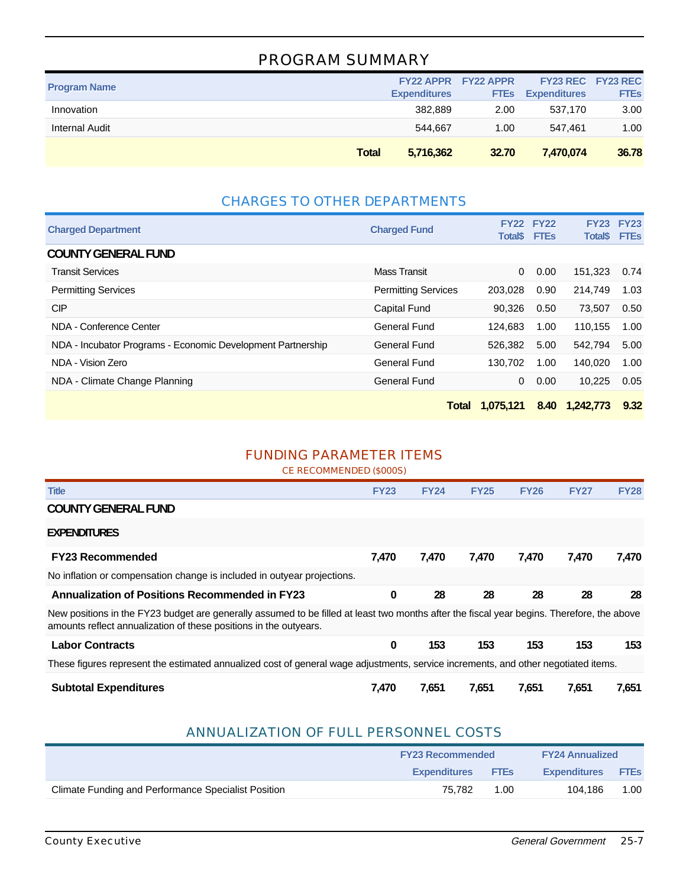## PROGRAM SUMMARY

| Program Name | FY22 APPR Expenditures | FY22 APPR FTEs | FY23 REC Expenditures | FY23 REC FTEs |
|---|---|---|---|---|
| Innovation | 382,889 | 2.00 | 537,170 | 3.00 |
| Internal Audit | 544,667 | 1.00 | 547,461 | 1.00 |
| **Total** | **5,716,362** | **32.70** | **7,470,074** | **36.78** |

## CHARGES TO OTHER DEPARTMENTS

| Charged Department | Charged Fund | FY22 Total$ | FY22 FTEs | FY23 Total$ | FY23 FTEs |
|---|---|---|---|---|---|
| **COUNTY GENERAL FUND** | | | | | |
| Transit Services | Mass Transit | 0 | 0.00 | 151,323 | 0.74 |
| Permitting Services | Permitting Services | 203,028 | 0.90 | 214,749 | 1.03 |
| CIP | Capital Fund | 90,326 | 0.50 | 73,507 | 0.50 |
| NDA - Conference Center | General Fund | 124,683 | 1.00 | 110,155 | 1.00 |
| NDA - Incubator Programs - Economic Development Partnership | General Fund | 526,382 | 5.00 | 542,794 | 5.00 |
| NDA - Vision Zero | General Fund | 130,702 | 1.00 | 140,020 | 1.00 |
| NDA - Climate Change Planning | General Fund | 0 | 0.00 | 10,225 | 0.05 |
| | **Total** | **1,075,121** | **8.40** | **1,242,773** | **9.32** |

## FUNDING PARAMETER ITEMS

CE RECOMMENDED ($000S)

| Title | FY23 | FY24 | FY25 | FY26 | FY27 | FY28 |
|---|---|---|---|---|---|---|
| **COUNTY GENERAL FUND** | | | | | | |
| **EXPENDITURES** | | | | | | |
| **FY23 Recommended** | **7,470** | **7,470** | **7,470** | **7,470** | **7,470** | **7,470** |
| No inflation or compensation change is included in outyear projections. | | | | | | |
| **Annualization of Positions Recommended in FY23** | **0** | **28** | **28** | **28** | **28** | **28** |
| New positions in the FY23 budget are generally assumed to be filled at least two months after the fiscal year begins. Therefore, the above amounts reflect annualization of these positions in the outyears. | | | | | | |
| **Labor Contracts** | **0** | **153** | **153** | **153** | **153** | **153** |
| These figures represent the estimated annualized cost of general wage adjustments, service increments, and other negotiated items. | | | | | | |
| **Subtotal Expenditures** | **7,470** | **7,651** | **7,651** | **7,651** | **7,651** | **7,651** |

## ANNUALIZATION OF FULL PERSONNEL COSTS

| | FY23 Recommended | | FY24 Annualized | |
|---|---|---|---|---|
| | Expenditures | FTEs | Expenditures | FTEs |
| Climate Funding and Performance Specialist Position | 75,782 | 1.00 | 104,186 | 1.00 |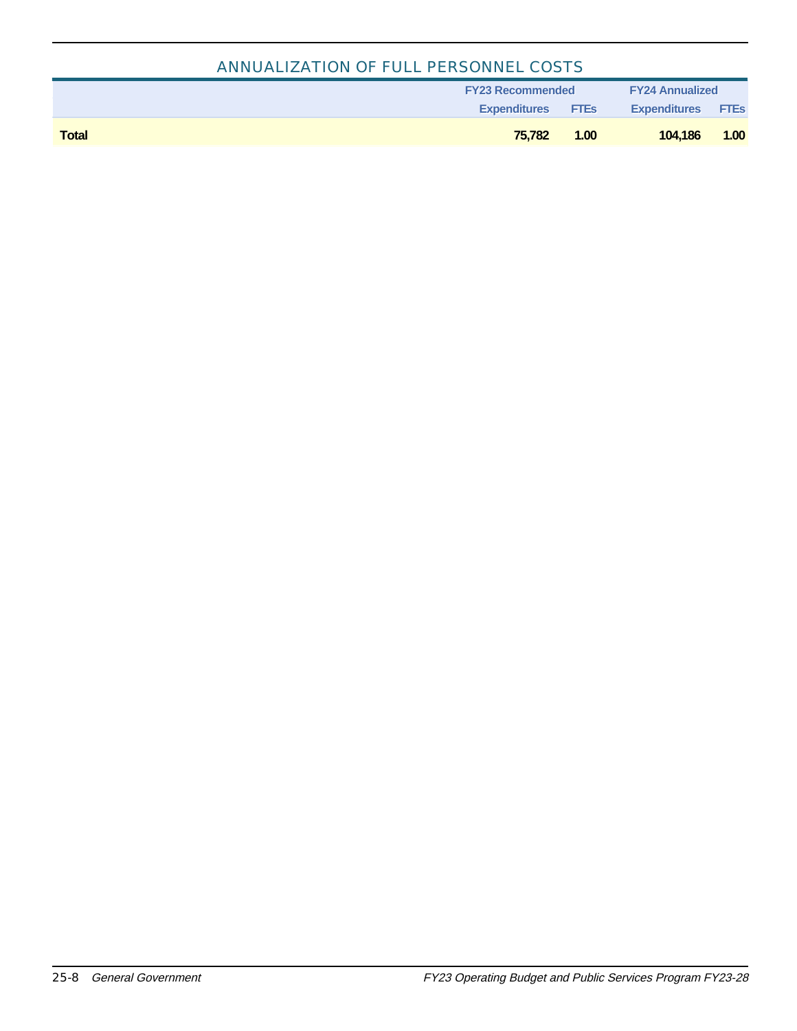## ANNUALIZATION OF FULL PERSONNEL COSTS

| | FY23 Recommended | | FY24 Annualized | |
|---|---|---|---|---|
| | Expenditures | FTEs | Expenditures | FTEs |
| **Total** | **75,782** | **1.00** | **104,186** | **1.00** |